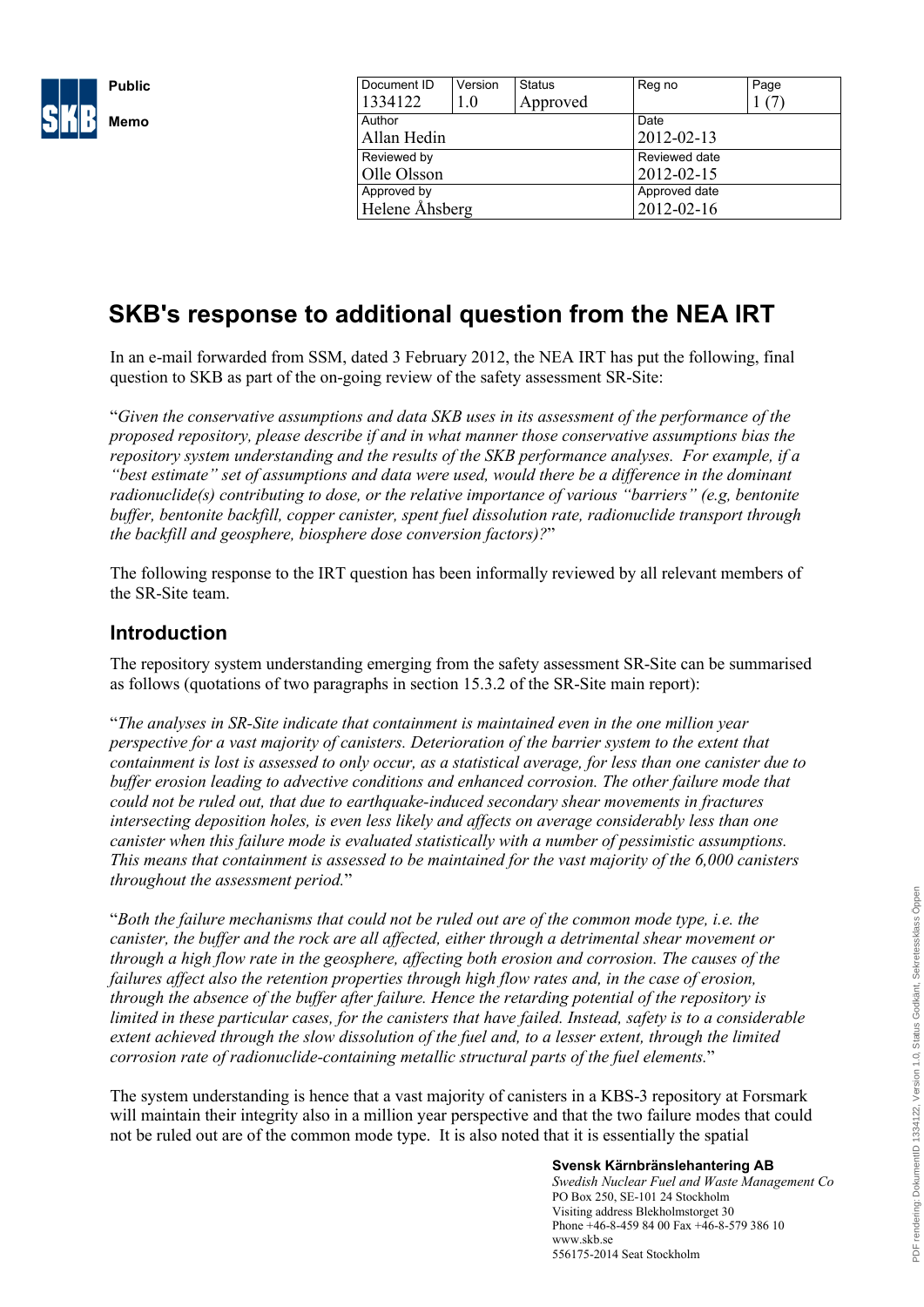**Public**

**Memo**

| Document ID | Version | Status | Reg no | Page |
|---|---|---|---|---|
| 1334122 | 1.0 | Approved | | 1 (7) |
| Author | | | Date | |
| Allan Hedin | | | 2012-02-13 | |
| Reviewed by | | | Reviewed date | |
| Olle Olsson | | | 2012-02-15 | |
| Approved by | | | Approved date | |
| Helene Åhsberg | | | 2012-02-16 | |

# SKB's response to additional question from the NEA IRT

In an e-mail forwarded from SSM, dated 3 February 2012, the NEA IRT has put the following, final question to SKB as part of the on-going review of the safety assessment SR-Site:

"*Given the conservative assumptions and data SKB uses in its assessment of the performance of the proposed repository, please describe if and in what manner those conservative assumptions bias the repository system understanding and the results of the SKB performance analyses. For example, if a "best estimate" set of assumptions and data were used, would there be a difference in the dominant radionuclide(s) contributing to dose, or the relative importance of various "barriers" (e.g, bentonite buffer, bentonite backfill, copper canister, spent fuel dissolution rate, radionuclide transport through the backfill and geosphere, biosphere dose conversion factors)?*"

The following response to the IRT question has been informally reviewed by all relevant members of the SR-Site team.

## Introduction

The repository system understanding emerging from the safety assessment SR-Site can be summarised as follows (quotations of two paragraphs in section 15.3.2 of the SR-Site main report):

"*The analyses in SR-Site indicate that containment is maintained even in the one million year perspective for a vast majority of canisters. Deterioration of the barrier system to the extent that containment is lost is assessed to only occur, as a statistical average, for less than one canister due to buffer erosion leading to advective conditions and enhanced corrosion. The other failure mode that could not be ruled out, that due to earthquake-induced secondary shear movements in fractures intersecting deposition holes, is even less likely and affects on average considerably less than one canister when this failure mode is evaluated statistically with a number of pessimistic assumptions. This means that containment is assessed to be maintained for the vast majority of the 6,000 canisters throughout the assessment period.*"

"*Both the failure mechanisms that could not be ruled out are of the common mode type, i.e. the canister, the buffer and the rock are all affected, either through a detrimental shear movement or through a high flow rate in the geosphere, affecting both erosion and corrosion. The causes of the failures affect also the retention properties through high flow rates and, in the case of erosion, through the absence of the buffer after failure. Hence the retarding potential of the repository is limited in these particular cases, for the canisters that have failed. Instead, safety is to a considerable extent achieved through the slow dissolution of the fuel and, to a lesser extent, through the limited corrosion rate of radionuclide-containing metallic structural parts of the fuel elements.*"

The system understanding is hence that a vast majority of canisters in a KBS-3 repository at Forsmark will maintain their integrity also in a million year perspective and that the two failure modes that could not be ruled out are of the common mode type. It is also noted that it is essentially the spatial

**Svensk Kärnbränslehantering AB**
*Swedish Nuclear Fuel and Waste Management Co*
PO Box 250, SE-101 24 Stockholm
Visiting address Blekholmstorget 30
Phone +46-8-459 84 00 Fax +46-8-579 386 10
www.skb.se
556175-2014 Seat Stockholm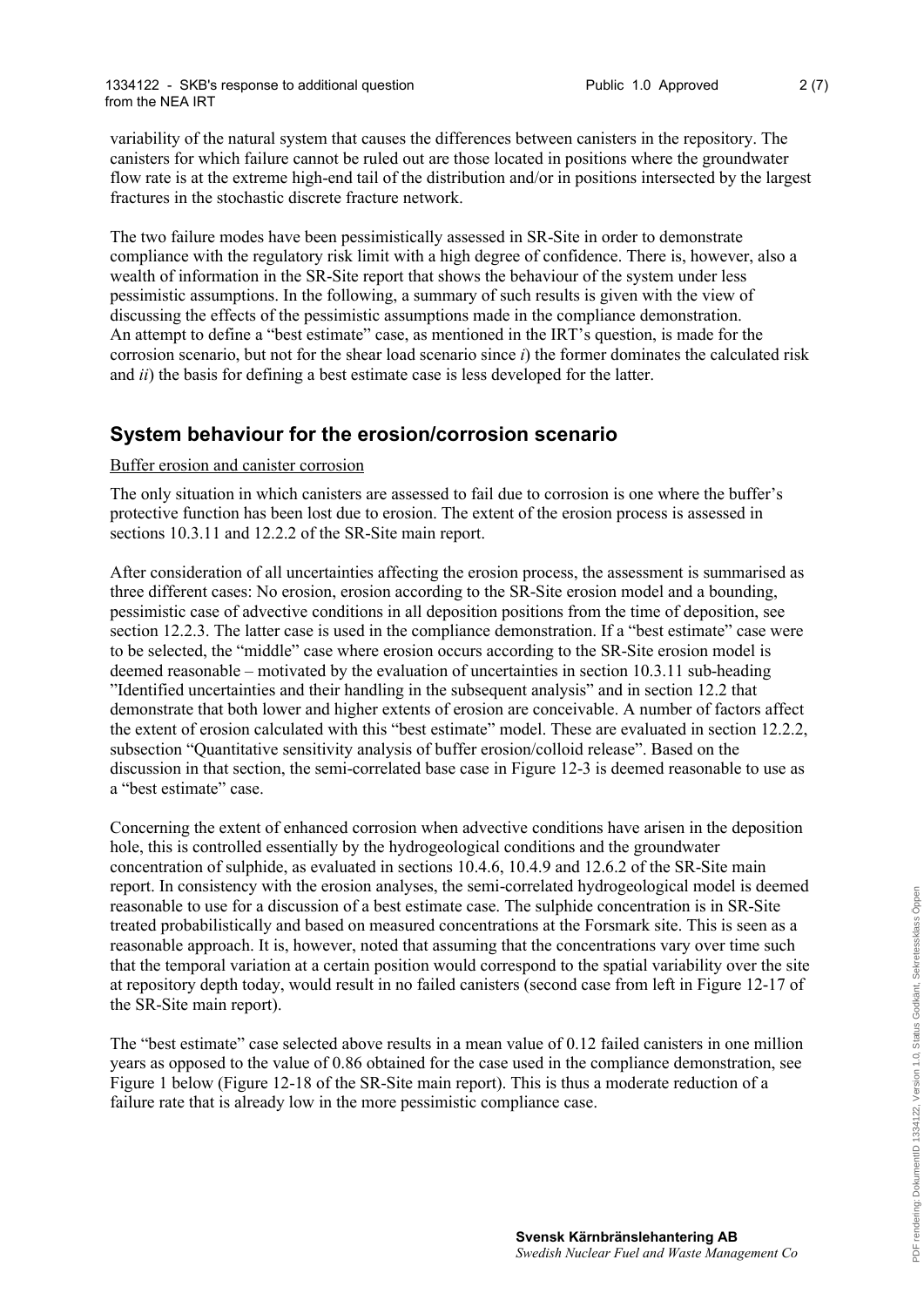variability of the natural system that causes the differences between canisters in the repository. The canisters for which failure cannot be ruled out are those located in positions where the groundwater flow rate is at the extreme high-end tail of the distribution and/or in positions intersected by the largest fractures in the stochastic discrete fracture network.

The two failure modes have been pessimistically assessed in SR-Site in order to demonstrate compliance with the regulatory risk limit with a high degree of confidence. There is, however, also a wealth of information in the SR-Site report that shows the behaviour of the system under less pessimistic assumptions. In the following, a summary of such results is given with the view of discussing the effects of the pessimistic assumptions made in the compliance demonstration. An attempt to define a "best estimate" case, as mentioned in the IRT's question, is made for the corrosion scenario, but not for the shear load scenario since *i*) the former dominates the calculated risk and *ii*) the basis for defining a best estimate case is less developed for the latter.

## System behaviour for the erosion/corrosion scenario

Buffer erosion and canister corrosion

The only situation in which canisters are assessed to fail due to corrosion is one where the buffer's protective function has been lost due to erosion. The extent of the erosion process is assessed in sections 10.3.11 and 12.2.2 of the SR-Site main report.

After consideration of all uncertainties affecting the erosion process, the assessment is summarised as three different cases: No erosion, erosion according to the SR-Site erosion model and a bounding, pessimistic case of advective conditions in all deposition positions from the time of deposition, see section 12.2.3. The latter case is used in the compliance demonstration. If a "best estimate" case were to be selected, the "middle" case where erosion occurs according to the SR-Site erosion model is deemed reasonable – motivated by the evaluation of uncertainties in section 10.3.11 sub-heading "Identified uncertainties and their handling in the subsequent analysis" and in section 12.2 that demonstrate that both lower and higher extents of erosion are conceivable. A number of factors affect the extent of erosion calculated with this "best estimate" model. These are evaluated in section 12.2.2, subsection "Quantitative sensitivity analysis of buffer erosion/colloid release". Based on the discussion in that section, the semi-correlated base case in Figure 12-3 is deemed reasonable to use as a "best estimate" case.

Concerning the extent of enhanced corrosion when advective conditions have arisen in the deposition hole, this is controlled essentially by the hydrogeological conditions and the groundwater concentration of sulphide, as evaluated in sections 10.4.6, 10.4.9 and 12.6.2 of the SR-Site main report. In consistency with the erosion analyses, the semi-correlated hydrogeological model is deemed reasonable to use for a discussion of a best estimate case. The sulphide concentration is in SR-Site treated probabilistically and based on measured concentrations at the Forsmark site. This is seen as a reasonable approach. It is, however, noted that assuming that the concentrations vary over time such that the temporal variation at a certain position would correspond to the spatial variability over the site at repository depth today, would result in no failed canisters (second case from left in Figure 12-17 of the SR-Site main report).

The "best estimate" case selected above results in a mean value of 0.12 failed canisters in one million years as opposed to the value of 0.86 obtained for the case used in the compliance demonstration, see Figure 1 below (Figure 12-18 of the SR-Site main report). This is thus a moderate reduction of a failure rate that is already low in the more pessimistic compliance case.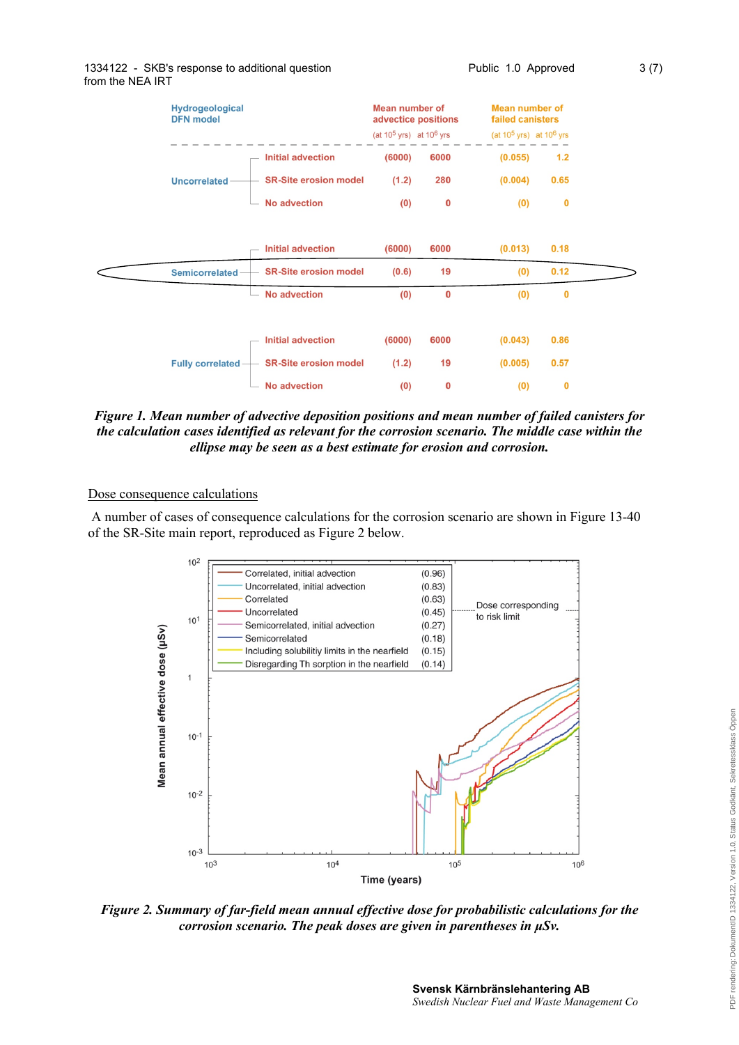| Hydrogeological DFN model | | Mean number of advective positions (at $10^5$ yrs) | Mean number of advective positions (at $10^6$ yrs) | Mean number of failed canisters (at $10^5$ yrs) | Mean number of failed canisters (at $10^6$ yrs) |
|---|---|---|---|---|---|
| Uncorrelated | Initial advection | (6000) | 6000 | (0.055) | 1.2 |
| | SR-Site erosion model | (1.2) | 280 | (0.004) | 0.65 |
| | No advection | (0) | 0 | (0) | 0 |
| Semicorrelated | Initial advection | (6000) | 6000 | (0.013) | 0.18 |
| | SR-Site erosion model | (0.6) | 19 | (0) | 0.12 |
| | No advection | (0) | 0 | (0) | 0 |
| Fully correlated | Initial advection | (6000) | 6000 | (0.043) | 0.86 |
| | SR-Site erosion model | (1.2) | 19 | (0.005) | 0.57 |
| | No advection | (0) | 0 | (0) | 0 |

***Figure 1. Mean number of advective deposition positions and mean number of failed canisters for the calculation cases identified as relevant for the corrosion scenario. The middle case within the ellipse may be seen as a best estimate for erosion and corrosion.***

<u>Dose consequence calculations</u>

A number of cases of consequence calculations for the corrosion scenario are shown in Figure 13-40 of the SR-Site main report, reproduced as Figure 2 below.

***Figure 2. Summary of far-field mean annual effective dose for probabilistic calculations for the corrosion scenario. The peak doses are given in parentheses in µSv.***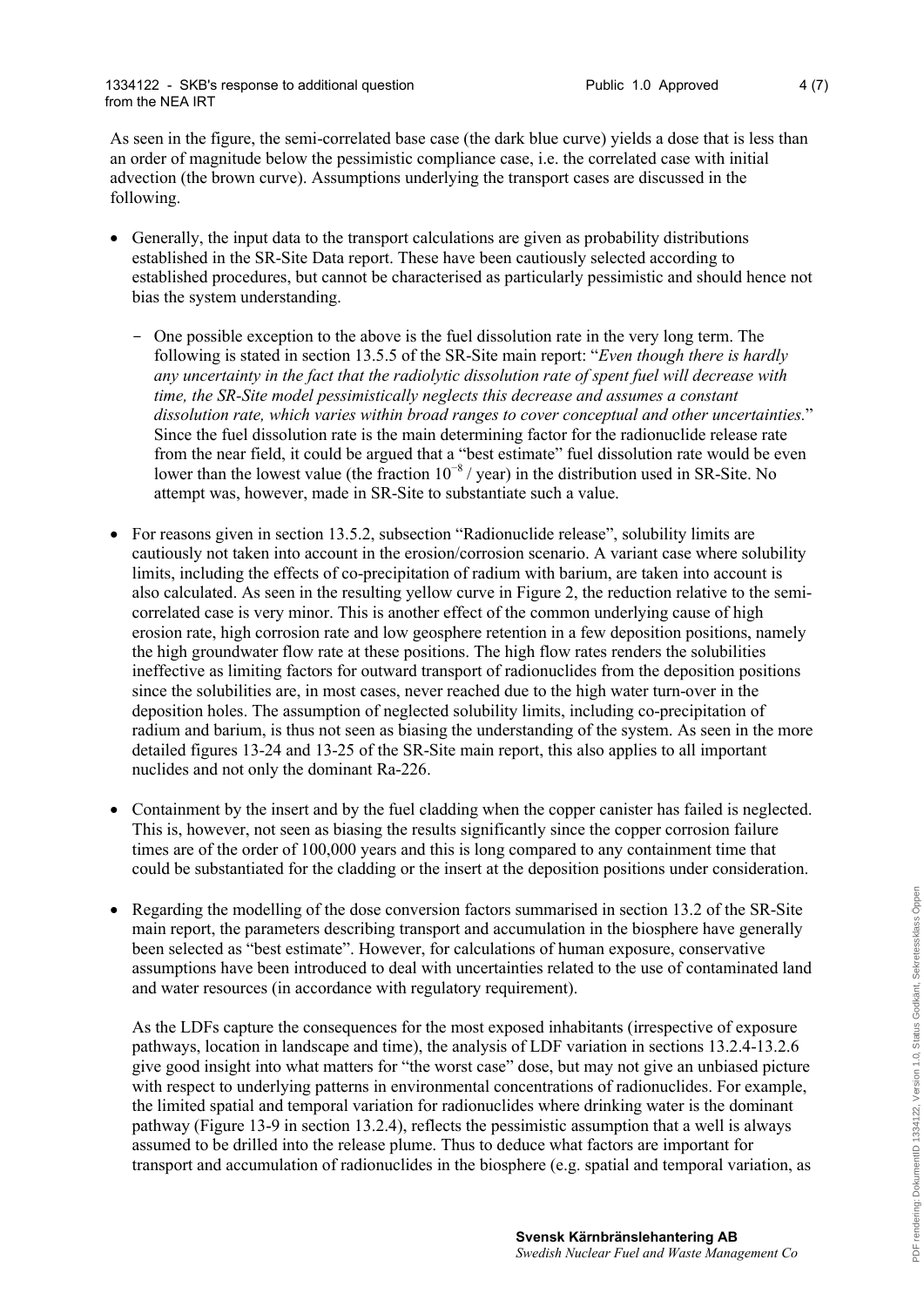As seen in the figure, the semi-correlated base case (the dark blue curve) yields a dose that is less than an order of magnitude below the pessimistic compliance case, i.e. the correlated case with initial advection (the brown curve). Assumptions underlying the transport cases are discussed in the following.

- Generally, the input data to the transport calculations are given as probability distributions established in the SR-Site Data report. These have been cautiously selected according to established procedures, but cannot be characterised as particularly pessimistic and should hence not bias the system understanding.
  - One possible exception to the above is the fuel dissolution rate in the very long term. The following is stated in section 13.5.5 of the SR-Site main report: "*Even though there is hardly any uncertainty in the fact that the radiolytic dissolution rate of spent fuel will decrease with time, the SR-Site model pessimistically neglects this decrease and assumes a constant dissolution rate, which varies within broad ranges to cover conceptual and other uncertainties.*" Since the fuel dissolution rate is the main determining factor for the radionuclide release rate from the near field, it could be argued that a "best estimate" fuel dissolution rate would be even lower than the lowest value (the fraction $10^{-8}$ / year) in the distribution used in SR-Site. No attempt was, however, made in SR-Site to substantiate such a value.
- For reasons given in section 13.5.2, subsection "Radionuclide release", solubility limits are cautiously not taken into account in the erosion/corrosion scenario. A variant case where solubility limits, including the effects of co-precipitation of radium with barium, are taken into account is also calculated. As seen in the resulting yellow curve in Figure 2, the reduction relative to the semi-correlated case is very minor. This is another effect of the common underlying cause of high erosion rate, high corrosion rate and low geosphere retention in a few deposition positions, namely the high groundwater flow rate at these positions. The high flow rates renders the solubilities ineffective as limiting factors for outward transport of radionuclides from the deposition positions since the solubilities are, in most cases, never reached due to the high water turn-over in the deposition holes. The assumption of neglected solubility limits, including co-precipitation of radium and barium, is thus not seen as biasing the understanding of the system. As seen in the more detailed figures 13-24 and 13-25 of the SR-Site main report, this also applies to all important nuclides and not only the dominant Ra-226.
- Containment by the insert and by the fuel cladding when the copper canister has failed is neglected. This is, however, not seen as biasing the results significantly since the copper corrosion failure times are of the order of 100,000 years and this is long compared to any containment time that could be substantiated for the cladding or the insert at the deposition positions under consideration.
- Regarding the modelling of the dose conversion factors summarised in section 13.2 of the SR-Site main report, the parameters describing transport and accumulation in the biosphere have generally been selected as "best estimate". However, for calculations of human exposure, conservative assumptions have been introduced to deal with uncertainties related to the use of contaminated land and water resources (in accordance with regulatory requirement).

  As the LDFs capture the consequences for the most exposed inhabitants (irrespective of exposure pathways, location in landscape and time), the analysis of LDF variation in sections 13.2.4-13.2.6 give good insight into what matters for "the worst case" dose, but may not give an unbiased picture with respect to underlying patterns in environmental concentrations of radionuclides. For example, the limited spatial and temporal variation for radionuclides where drinking water is the dominant pathway (Figure 13-9 in section 13.2.4), reflects the pessimistic assumption that a well is always assumed to be drilled into the release plume. Thus to deduce what factors are important for transport and accumulation of radionuclides in the biosphere (e.g. spatial and temporal variation, as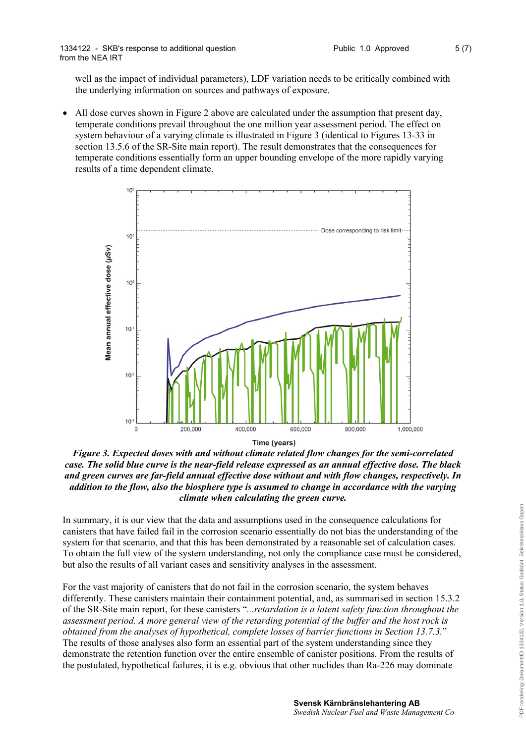well as the impact of individual parameters), LDF variation needs to be critically combined with the underlying information on sources and pathways of exposure.

- All dose curves shown in Figure 2 above are calculated under the assumption that present day, temperate conditions prevail throughout the one million year assessment period. The effect on system behaviour of a varying climate is illustrated in Figure 3 (identical to Figures 13-33 in section 13.5.6 of the SR-Site main report). The result demonstrates that the consequences for temperate conditions essentially form an upper bounding envelope of the more rapidly varying results of a time dependent climate.

***Figure 3. Expected doses with and without climate related flow changes for the semi-correlated case. The solid blue curve is the near-field release expressed as an annual effective dose. The black and green curves are far-field annual effective dose without and with flow changes, respectively. In addition to the flow, also the biosphere type is assumed to change in accordance with the varying climate when calculating the green curve.***

In summary, it is our view that the data and assumptions used in the consequence calculations for canisters that have failed fail in the corrosion scenario essentially do not bias the understanding of the system for that scenario, and that this has been demonstrated by a reasonable set of calculation cases. To obtain the full view of the system understanding, not only the compliance case must be considered, but also the results of all variant cases and sensitivity analyses in the assessment.

For the vast majority of canisters that do not fail in the corrosion scenario, the system behaves differently. These canisters maintain their containment potential, and, as summarised in section 15.3.2 of the SR-Site main report, for these canisters "*...retardation is a latent safety function throughout the assessment period. A more general view of the retarding potential of the buffer and the host rock is obtained from the analyses of hypothetical, complete losses of barrier functions in Section 13.7.3.*" The results of those analyses also form an essential part of the system understanding since they demonstrate the retention function over the entire ensemble of canister positions. From the results of the postulated, hypothetical failures, it is e.g. obvious that other nuclides than Ra-226 may dominate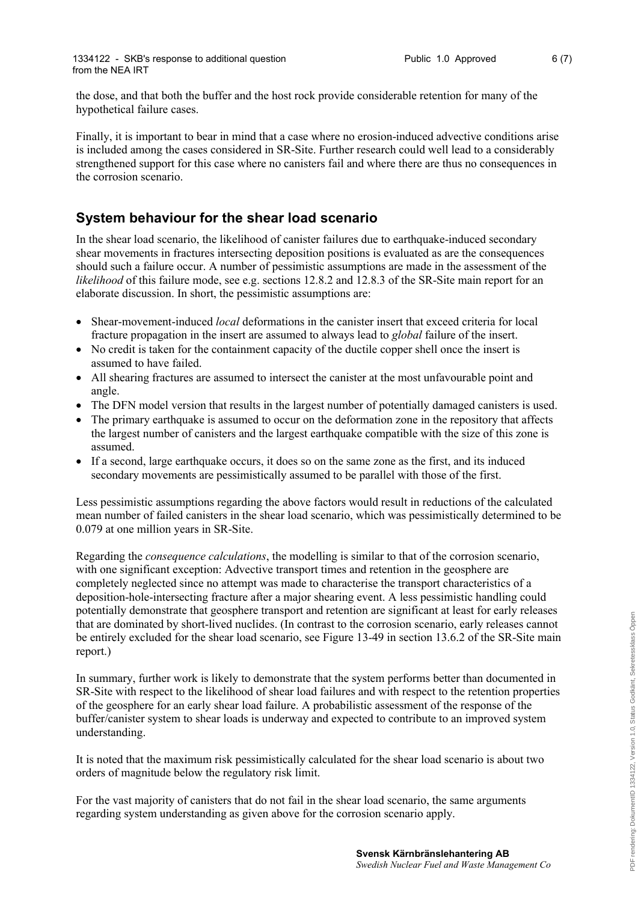the dose, and that both the buffer and the host rock provide considerable retention for many of the hypothetical failure cases.

Finally, it is important to bear in mind that a case where no erosion-induced advective conditions arise is included among the cases considered in SR-Site. Further research could well lead to a considerably strengthened support for this case where no canisters fail and where there are thus no consequences in the corrosion scenario.

## System behaviour for the shear load scenario

In the shear load scenario, the likelihood of canister failures due to earthquake-induced secondary shear movements in fractures intersecting deposition positions is evaluated as are the consequences should such a failure occur. A number of pessimistic assumptions are made in the assessment of the *likelihood* of this failure mode, see e.g. sections 12.8.2 and 12.8.3 of the SR-Site main report for an elaborate discussion. In short, the pessimistic assumptions are:

- Shear-movement-induced *local* deformations in the canister insert that exceed criteria for local fracture propagation in the insert are assumed to always lead to *global* failure of the insert.
- No credit is taken for the containment capacity of the ductile copper shell once the insert is assumed to have failed.
- All shearing fractures are assumed to intersect the canister at the most unfavourable point and angle.
- The DFN model version that results in the largest number of potentially damaged canisters is used.
- The primary earthquake is assumed to occur on the deformation zone in the repository that affects the largest number of canisters and the largest earthquake compatible with the size of this zone is assumed.
- If a second, large earthquake occurs, it does so on the same zone as the first, and its induced secondary movements are pessimistically assumed to be parallel with those of the first.

Less pessimistic assumptions regarding the above factors would result in reductions of the calculated mean number of failed canisters in the shear load scenario, which was pessimistically determined to be 0.079 at one million years in SR-Site.

Regarding the *consequence calculations*, the modelling is similar to that of the corrosion scenario, with one significant exception: Advective transport times and retention in the geosphere are completely neglected since no attempt was made to characterise the transport characteristics of a deposition-hole-intersecting fracture after a major shearing event. A less pessimistic handling could potentially demonstrate that geosphere transport and retention are significant at least for early releases that are dominated by short-lived nuclides. (In contrast to the corrosion scenario, early releases cannot be entirely excluded for the shear load scenario, see Figure 13-49 in section 13.6.2 of the SR-Site main report.)

In summary, further work is likely to demonstrate that the system performs better than documented in SR-Site with respect to the likelihood of shear load failures and with respect to the retention properties of the geosphere for an early shear load failure. A probabilistic assessment of the response of the buffer/canister system to shear loads is underway and expected to contribute to an improved system understanding.

It is noted that the maximum risk pessimistically calculated for the shear load scenario is about two orders of magnitude below the regulatory risk limit.

For the vast majority of canisters that do not fail in the shear load scenario, the same arguments regarding system understanding as given above for the corrosion scenario apply.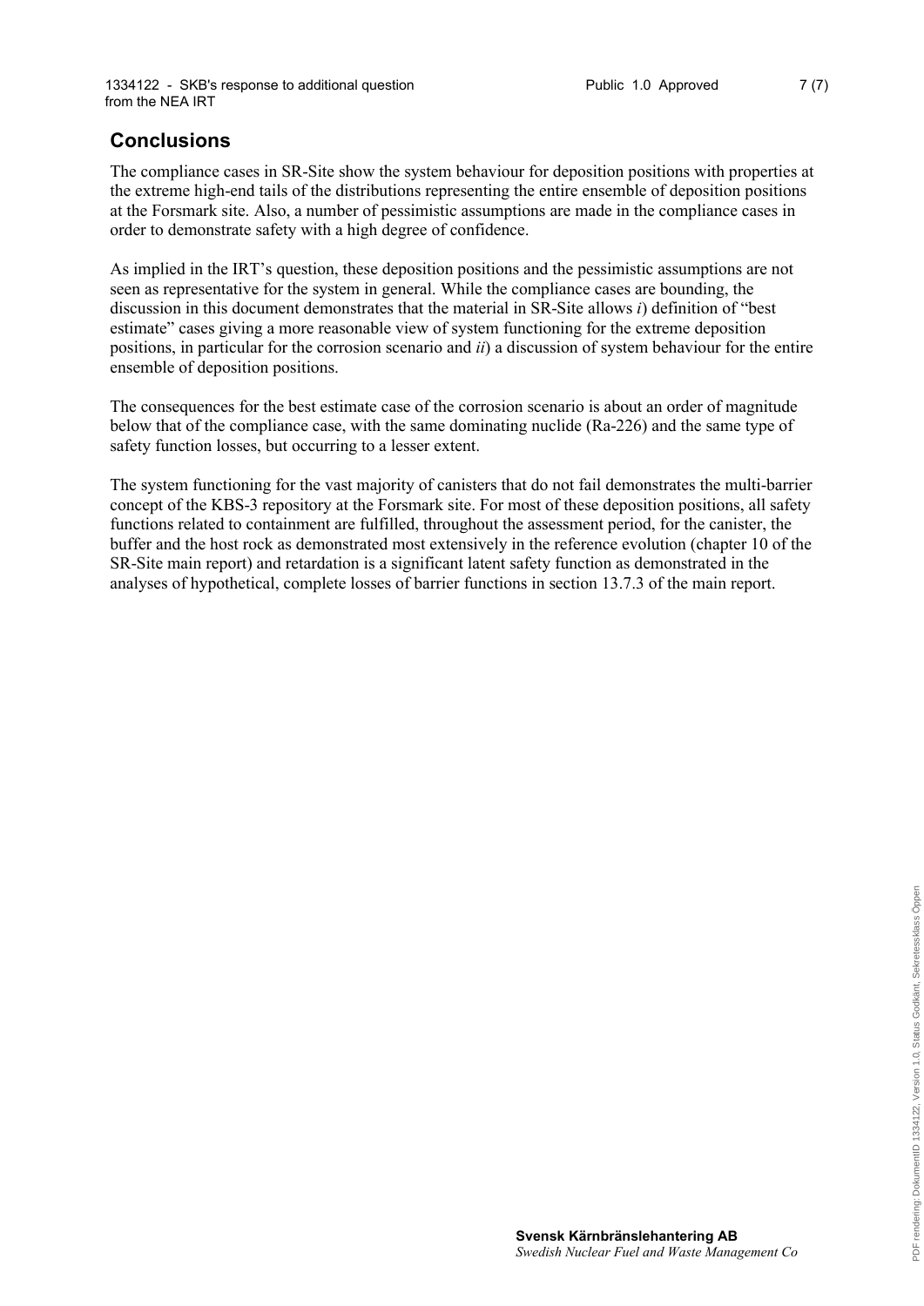## Conclusions

The compliance cases in SR-Site show the system behaviour for deposition positions with properties at the extreme high-end tails of the distributions representing the entire ensemble of deposition positions at the Forsmark site. Also, a number of pessimistic assumptions are made in the compliance cases in order to demonstrate safety with a high degree of confidence.

As implied in the IRT's question, these deposition positions and the pessimistic assumptions are not seen as representative for the system in general. While the compliance cases are bounding, the discussion in this document demonstrates that the material in SR-Site allows *i*) definition of "best estimate" cases giving a more reasonable view of system functioning for the extreme deposition positions, in particular for the corrosion scenario and *ii*) a discussion of system behaviour for the entire ensemble of deposition positions.

The consequences for the best estimate case of the corrosion scenario is about an order of magnitude below that of the compliance case, with the same dominating nuclide (Ra-226) and the same type of safety function losses, but occurring to a lesser extent.

The system functioning for the vast majority of canisters that do not fail demonstrates the multi-barrier concept of the KBS-3 repository at the Forsmark site. For most of these deposition positions, all safety functions related to containment are fulfilled, throughout the assessment period, for the canister, the buffer and the host rock as demonstrated most extensively in the reference evolution (chapter 10 of the SR-Site main report) and retardation is a significant latent safety function as demonstrated in the analyses of hypothetical, complete losses of barrier functions in section 13.7.3 of the main report.